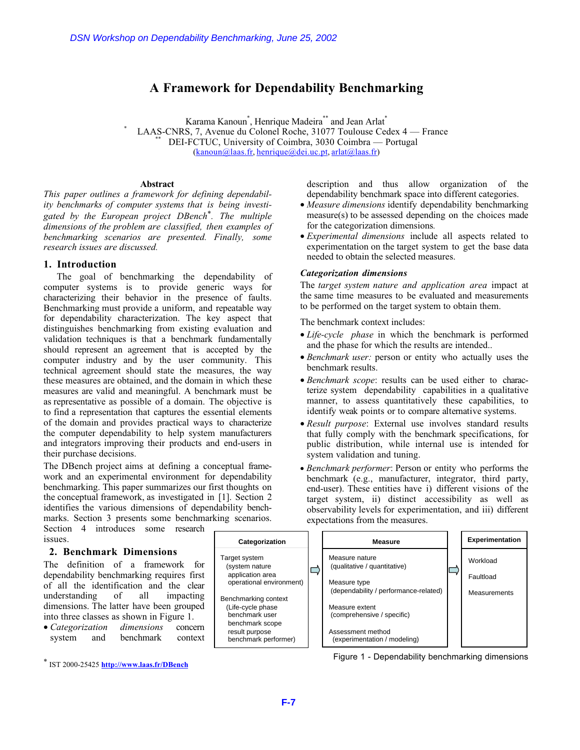# A Framework for Dependability Benchmarking

Karama Kanoun[*], Henrique Madeira[**] and Jean Arlat[*]

[*] LAAS-CNRS, 7, Avenue du Colonel Roche, 31077 Toulouse Cedex 4 — France

[**] DEI-FCTUC, University of Coimbra, 3030 Coimbra — Portugal

(kanoun@laas.fr, henrique@dei.uc.pt, arlat@laas.fr)

## Abstract

*This paper outlines a framework for defining dependability benchmarks of computer systems that is being investigated by the European project DBench[*]. The multiple dimensions of the problem are classified, then examples of benchmarking scenarios are presented. Finally, some research issues are discussed.*

## 1. Introduction

The goal of benchmarking the dependability of computer systems is to provide generic ways for characterizing their behavior in the presence of faults. Benchmarking must provide a uniform, and repeatable way for dependability characterization. The key aspect that distinguishes benchmarking from existing evaluation and validation techniques is that a benchmark fundamentally should represent an agreement that is accepted by the computer industry and by the user community. This technical agreement should state the measures, the way these measures are obtained, and the domain in which these measures are valid and meaningful. A benchmark must be as representative as possible of a domain. The objective is to find a representation that captures the essential elements of the domain and provides practical ways to characterize the computer dependability to help system manufacturers and integrators improving their products and end-users in their purchase decisions.

The DBench project aims at defining a conceptual framework and an experimental environment for dependability benchmarking. This paper summarizes our first thoughts on the conceptual framework, as investigated in [1]. Section 2 identifies the various dimensions of dependability benchmarks. Section 3 presents some benchmarking scenarios. Section 4 introduces some research issues.

## 2. Benchmark Dimensions

The definition of a framework for dependability benchmarking requires first of all the identification and the clear understanding of all impacting dimensions. The latter have been grouped into three classes as shown in Figure 1.

- *Categorization dimensions* concern system and benchmark context description and thus allow organization of the dependability benchmark space into different categories.
- *Measure dimensions* identify dependability benchmarking measure(s) to be assessed depending on the choices made for the categorization dimensions.
- *Experimental dimensions* include all aspects related to experimentation on the target system to get the base data needed to obtain the selected measures.

### *Categorization dimensions*

The *target system nature and application area* impact at the same time measures to be evaluated and measurements to be performed on the target system to obtain them.

The benchmark context includes:

- *Life-cycle phase* in which the benchmark is performed and the phase for which the results are intended..
- *Benchmark user:* person or entity who actually uses the benchmark results.
- *Benchmark scope*: results can be used either to characterize system dependability capabilities in a qualitative manner, to assess quantitatively these capabilities, to identify weak points or to compare alternative systems.
- *Result purpose*: External use involves standard results that fully comply with the benchmark specifications, for public distribution, while internal use is intended for system validation and tuning.
- *Benchmark performer*: Person or entity who performs the benchmark (e.g., manufacturer, integrator, third party, end-user). These entities have i) different visions of the target system, ii) distinct accessibility as well as observability levels for experimentation, and iii) different expectations from the measures.

| Categorization | ⇨ | Measure | ⇨ | Experimentation |
|---|---|---|---|---|
| Target system (system nature, application area, operational environment) | | Measure nature (qualitative / quantitative) | | Workload |
| Benchmarking context (Life-cycle phase, benchmark user, benchmark scope, result purpose, benchmark performer) | | Measure type (dependability / performance-related) | | Faultload |
| | | Measure extent (comprehensive / specific) | | Measurements |
| | | Assessment method (experimentation / modeling) | | |

Figure 1 - Dependability benchmarking dimensions

[*] IST 2000-25425 http://www.laas.fr/DBench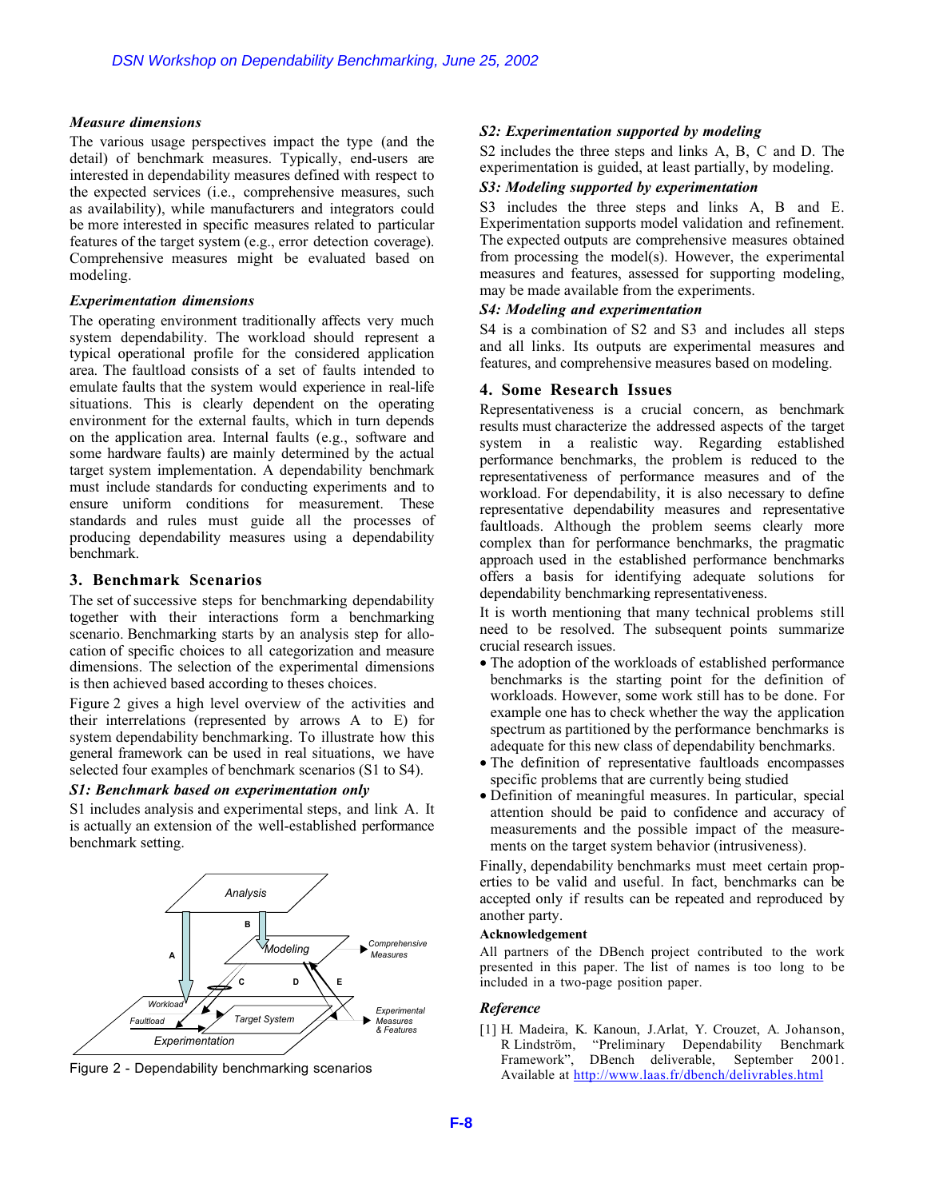*Measure dimensions*

The various usage perspectives impact the type (and the detail) of benchmark measures. Typically, end-users are interested in dependability measures defined with respect to the expected services (i.e., comprehensive measures, such as availability), while manufacturers and integrators could be more interested in specific measures related to particular features of the target system (e.g., error detection coverage). Comprehensive measures might be evaluated based on modeling.

*Experimentation dimensions*

The operating environment traditionally affects very much system dependability. The workload should represent a typical operational profile for the considered application area. The faultload consists of a set of faults intended to emulate faults that the system would experience in real-life situations. This is clearly dependent on the operating environment for the external faults, which in turn depends on the application area. Internal faults (e.g., software and some hardware faults) are mainly determined by the actual target system implementation. A dependability benchmark must include standards for conducting experiments and to ensure uniform conditions for measurement. These standards and rules must guide all the processes of producing dependability measures using a dependability benchmark.

## 3. Benchmark Scenarios

The set of successive steps for benchmarking dependability together with their interactions form a benchmarking scenario. Benchmarking starts by an analysis step for allocation of specific choices to all categorization and measure dimensions. The selection of the experimental dimensions is then achieved based according to theses choices.

Figure 2 gives a high level overview of the activities and their interrelations (represented by arrows A to E) for system dependability benchmarking. To illustrate how this general framework can be used in real situations, we have selected four examples of benchmark scenarios (S1 to S4).

*S1: Benchmark based on experimentation only*

S1 includes analysis and experimental steps, and link A. It is actually an extension of the well-established performance benchmark setting.

Analysis
B
A
Modeling
Comprehensive Measures
C
D
E
Workload
Faultload
Target System
Experimentation
Experimental Measures & Features

Figure 2 - Dependability benchmarking scenarios

*S2: Experimentation supported by modeling*

S2 includes the three steps and links A, B, C and D. The experimentation is guided, at least partially, by modeling.

*S3: Modeling supported by experimentation*

S3 includes the three steps and links A, B and E. Experimentation supports model validation and refinement. The expected outputs are comprehensive measures obtained from processing the model(s). However, the experimental measures and features, assessed for supporting modeling, may be made available from the experiments.

*S4: Modeling and experimentation*

S4 is a combination of S2 and S3 and includes all steps and all links. Its outputs are experimental measures and features, and comprehensive measures based on modeling.

## 4. Some Research Issues

Representativeness is a crucial concern, as benchmark results must characterize the addressed aspects of the target system in a realistic way. Regarding established performance benchmarks, the problem is reduced to the representativeness of performance measures and of the workload. For dependability, it is also necessary to define representative dependability measures and representative faultloads. Although the problem seems clearly more complex than for performance benchmarks, the pragmatic approach used in the established performance benchmarks offers a basis for identifying adequate solutions for dependability benchmarking representativeness.

It is worth mentioning that many technical problems still need to be resolved. The subsequent points summarize crucial research issues.

- The adoption of the workloads of established performance benchmarks is the starting point for the definition of workloads. However, some work still has to be done. For example one has to check whether the way the application spectrum as partitioned by the performance benchmarks is adequate for this new class of dependability benchmarks.
- The definition of representative faultloads encompasses specific problems that are currently being studied
- Definition of meaningful measures. In particular, special attention should be paid to confidence and accuracy of measurements and the possible impact of the measurements on the target system behavior (intrusiveness).

Finally, dependability benchmarks must meet certain properties to be valid and useful. In fact, benchmarks can be accepted only if results can be repeated and reproduced by another party.

**Acknowledgement**

All partners of the DBench project contributed to the work presented in this paper. The list of names is too long to be included in a two-page position paper.

*Reference*

[1] H. Madeira, K. Kanoun, J.Arlat, Y. Crouzet, A. Johanson, R Lindström, "Preliminary Dependability Benchmark Framework", DBench deliverable, September 2001. Available at http://www.laas.fr/dbench/delivrables.html